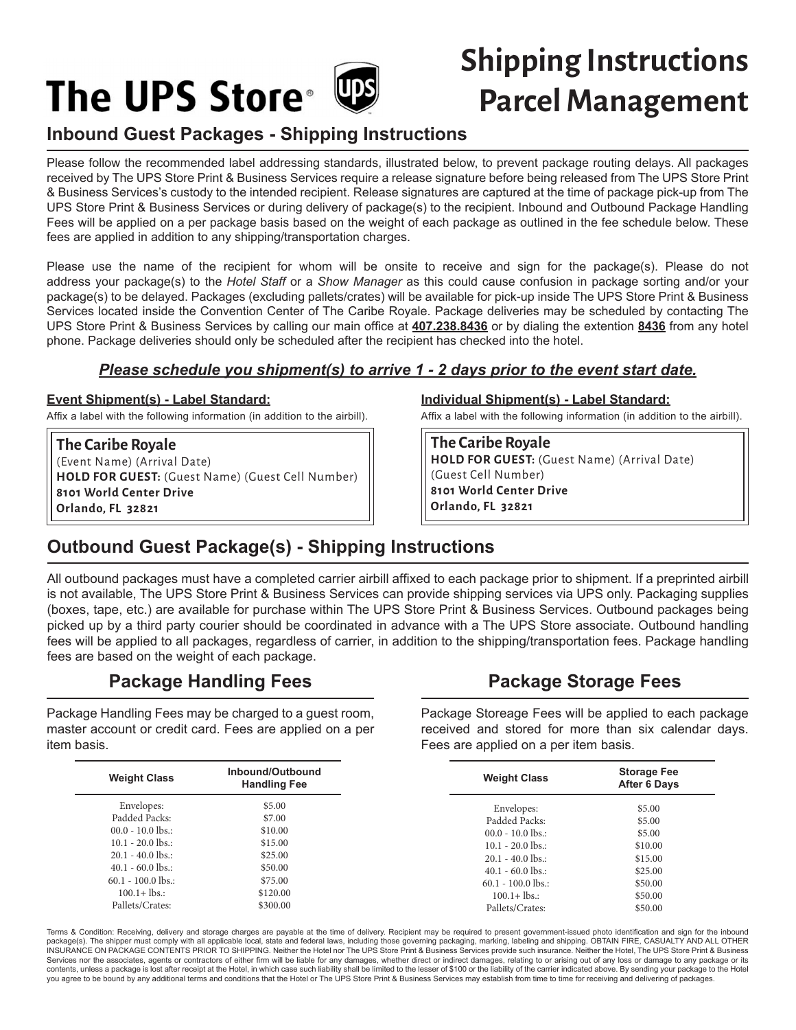# The UPS Store®

# Shipping Instructions Parcel Management

## Inbound Guest Packages - Shipping Instructions

Please follow the recommended label addressing standards, illustrated below, to prevent package routing delays. All packages received by The UPS Store Print & Business Services require a release signature before being released from The UPS Store Print & Business Services's custody to the intended recipient. Release signatures are captured at the time of package pick-up from The UPS Store Print & Business Services or during delivery of package(s) to the recipient. Inbound and Outbound Package Handling Fees will be applied on a per package basis based on the weight of each package as outlined in the fee schedule below. These fees are applied in addition to any shipping/transportation charges.

Please use the name of the recipient for whom will be onsite to receive and sign for the package(s). Please do not address your package(s) to the *Hotel Staff* or a *Show Manager* as this could cause confusion in package sorting and/or your package(s) to be delayed. Packages (excluding pallets/crates) will be available for pick-up inside The UPS Store Print & Business Services located inside the Convention Center of The Caribe Royale. Package deliveries may be scheduled by contacting The UPS Store Print & Business Services by calling our main office at **407.238.8436** or by dialing the extention **8436** from any hotel phone. Package deliveries should only be scheduled after the recipient has checked into the hotel.

***Please schedule you shipment(s) to arrive 1 - 2 days prior to the event start date.***

**Event Shipment(s) - Label Standard:**

Affix a label with the following information (in addition to the airbill).

> **The Caribe Royale**
> (Event Name) (Arrival Date)
> **HOLD FOR GUEST:** (Guest Name) (Guest Cell Number)
> **8101 World Center Drive**
> **Orlando, FL 32821**

**Individual Shipment(s) - Label Standard:**

Affix a label with the following information (in addition to the airbill).

> **The Caribe Royale**
> **HOLD FOR GUEST:** (Guest Name) (Arrival Date)
> (Guest Cell Number)
> **8101 World Center Drive**
> **Orlando, FL 32821**

## Outbound Guest Package(s) - Shipping Instructions

All outbound packages must have a completed carrier airbill affixed to each package prior to shipment. If a preprinted airbill is not available, The UPS Store Print & Business Services can provide shipping services via UPS only. Packaging supplies (boxes, tape, etc.) are available for purchase within The UPS Store Print & Business Services. Outbound packages being picked up by a third party courier should be coordinated in advance with a The UPS Store associate. Outbound handling fees will be applied to all packages, regardless of carrier, in addition to the shipping/transportation fees. Package handling fees are based on the weight of each package.

## Package Handling Fees

Package Handling Fees may be charged to a guest room, master account or credit card. Fees are applied on a per item basis.

| Weight Class | Inbound/Outbound Handling Fee |
|---|---|
| Envelopes: | $5.00 |
| Padded Packs: | $7.00 |
| 00.0 - 10.0 lbs.: | $10.00 |
| 10.1 - 20.0 lbs.: | $15.00 |
| 20.1 - 40.0 lbs.: | $25.00 |
| 40.1 - 60.0 lbs.: | $50.00 |
| 60.1 - 100.0 lbs.: | $75.00 |
| 100.1+ lbs.: | $120.00 |
| Pallets/Crates: | $300.00 |

## Package Storage Fees

Package Storeage Fees will be applied to each package received and stored for more than six calendar days. Fees are applied on a per item basis.

| Weight Class | Storage Fee After 6 Days |
|---|---|
| Envelopes: | $5.00 |
| Padded Packs: | $5.00 |
| 00.0 - 10.0 lbs.: | $5.00 |
| 10.1 - 20.0 lbs.: | $10.00 |
| 20.1 - 40.0 lbs.: | $15.00 |
| 40.1 - 60.0 lbs.: | $25.00 |
| 60.1 - 100.0 lbs.: | $50.00 |
| 100.1+ lbs.: | $50.00 |
| Pallets/Crates: | $50.00 |

Terms & Condition: Receiving, delivery and storage charges are payable at the time of delivery. Recipient may be required to present government-issued photo identification and sign for the inbound package(s). The shipper must comply with all applicable local, state and federal laws, including those governing packaging, marking, labeling and shipping. OBTAIN FIRE, CASUALTY AND ALL OTHER INSURANCE ON PACKAGE CONTENTS PRIOR TO SHIPPING. Neither the Hotel nor The UPS Store Print & Business Services provide such insurance. Neither the Hotel, The UPS Store Print & Business Services nor the associates, agents or contractors of either firm will be liable for any damages, whether direct or indirect damages, relating to or arising out of any loss or damage to any package or its contents, unless a package is lost after receipt at the Hotel, in which case such liability shall be limited to the lesser of $100 or the liability of the carrier indicated above. By sending your package to the Hotel you agree to be bound by any additional terms and conditions that the Hotel or The UPS Store Print & Business Services may establish from time to time for receiving and delivering of packages.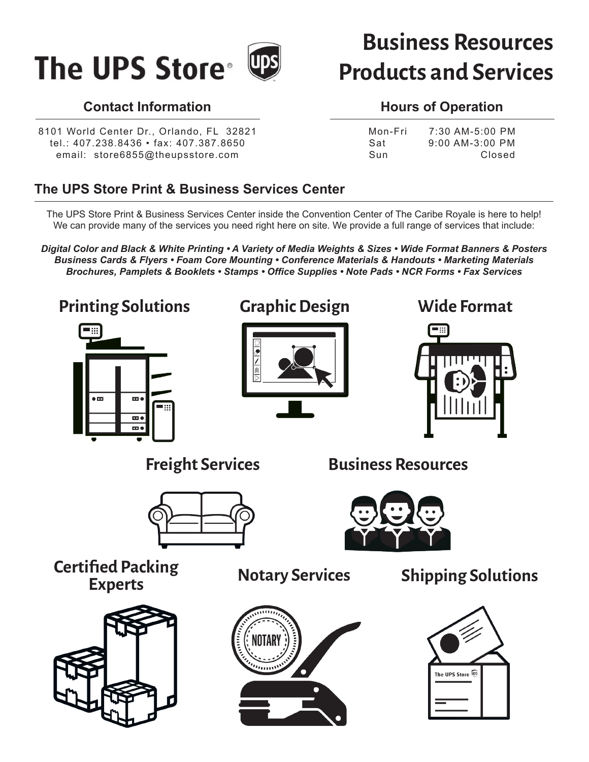# The UPS Store®

# Business Resources Products and Services

## Contact Information

8101 World Center Dr., Orlando, FL 32821
tel.: 407.238.8436 • fax: 407.387.8650
email: store6855@theupsstore.com

## Hours of Operation

| | |
|---|---|
| Mon-Fri | 7:30 AM-5:00 PM |
| Sat | 9:00 AM-3:00 PM |
| Sun | Closed |

## The UPS Store Print & Business Services Center

The UPS Store Print & Business Services Center inside the Convention Center of The Caribe Royale is here to help! We can provide many of the services you need right here on site. We provide a full range of services that include:

***Digital Color and Black & White Printing • A Variety of Media Weights & Sizes • Wide Format Banners & Posters Business Cards & Flyers • Foam Core Mounting • Conference Materials & Handouts • Marketing Materials Brochures, Pamplets & Booklets • Stamps • Office Supplies • Note Pads • NCR Forms • Fax Services***

### Printing Solutions

### Graphic Design

### Wide Format

### Freight Services

### Business Resources

### Certified Packing Experts

### Notary Services

### Shipping Solutions